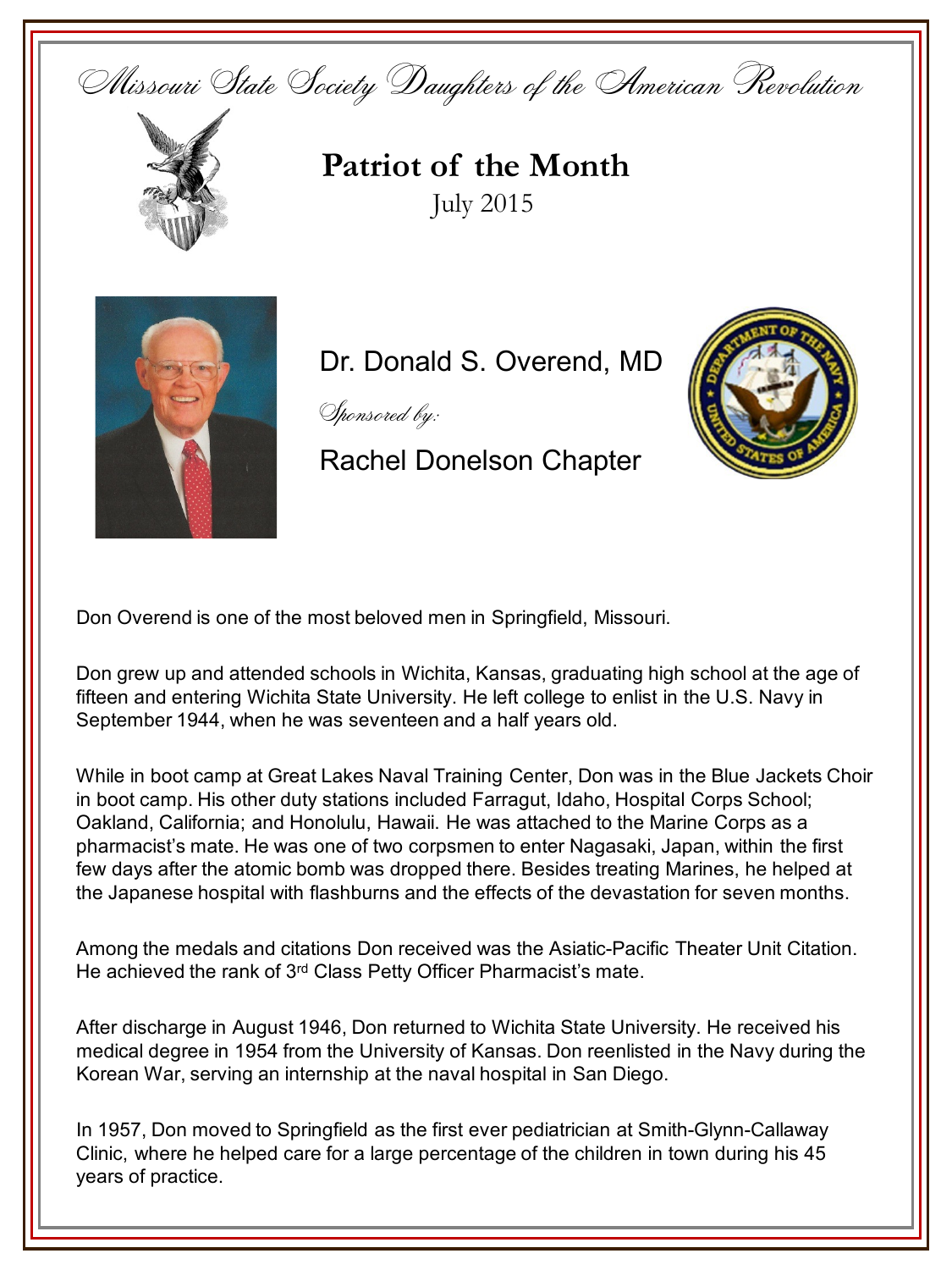Missouri State Society Daughters of the American Revolution

# Patriot of the Month

July 2015

## Dr. Donald S. Overend, MD

*Sponsored by:*

Rachel Donelson Chapter

Don Overend is one of the most beloved men in Springfield, Missouri.

Don grew up and attended schools in Wichita, Kansas, graduating high school at the age of fifteen and entering Wichita State University. He left college to enlist in the U.S. Navy in September 1944, when he was seventeen and a half years old.

While in boot camp at Great Lakes Naval Training Center, Don was in the Blue Jackets Choir in boot camp. His other duty stations included Farragut, Idaho, Hospital Corps School; Oakland, California; and Honolulu, Hawaii. He was attached to the Marine Corps as a pharmacist's mate. He was one of two corpsmen to enter Nagasaki, Japan, within the first few days after the atomic bomb was dropped there. Besides treating Marines, he helped at the Japanese hospital with flashburns and the effects of the devastation for seven months.

Among the medals and citations Don received was the Asiatic-Pacific Theater Unit Citation. He achieved the rank of 3rd Class Petty Officer Pharmacist's mate.

After discharge in August 1946, Don returned to Wichita State University. He received his medical degree in 1954 from the University of Kansas. Don reenlisted in the Navy during the Korean War, serving an internship at the naval hospital in San Diego.

In 1957, Don moved to Springfield as the first ever pediatrician at Smith-Glynn-Callaway Clinic, where he helped care for a large percentage of the children in town during his 45 years of practice.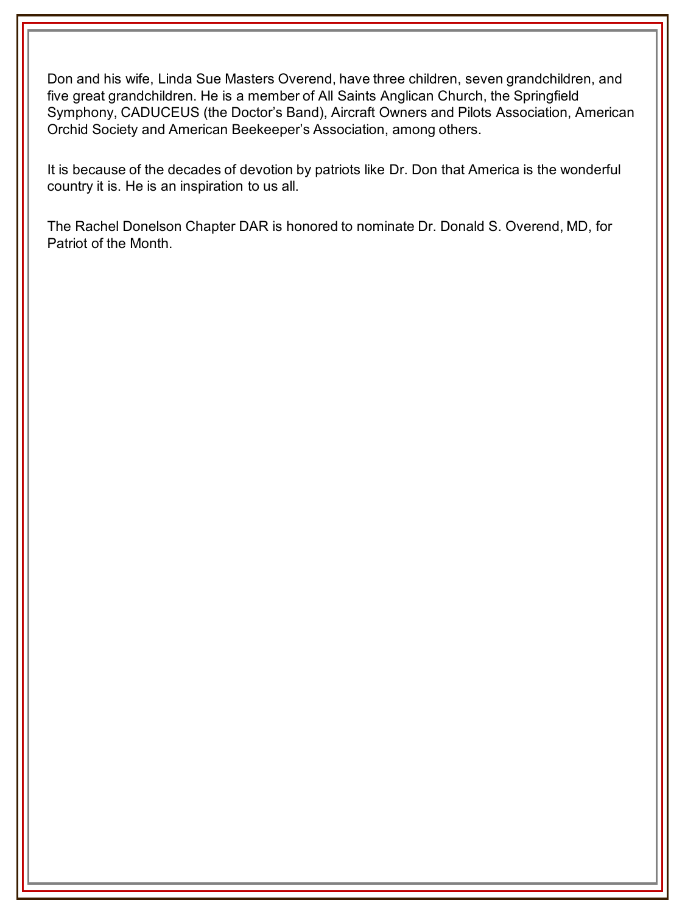Don and his wife, Linda Sue Masters Overend, have three children, seven grandchildren, and five great grandchildren. He is a member of All Saints Anglican Church, the Springfield Symphony, CADUCEUS (the Doctor's Band), Aircraft Owners and Pilots Association, American Orchid Society and American Beekeeper's Association, among others.

It is because of the decades of devotion by patriots like Dr. Don that America is the wonderful country it is. He is an inspiration to us all.

The Rachel Donelson Chapter DAR is honored to nominate Dr. Donald S. Overend, MD, for Patriot of the Month.